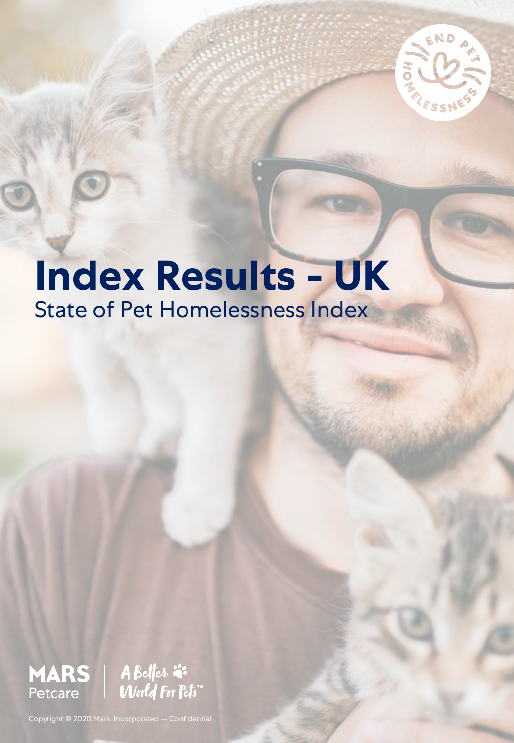# Index Results - UK

State of Pet Homelessness Index

MARS Petcare | A Better World For Pets™

Copyright © 2020 Mars, Incorporated — Confidential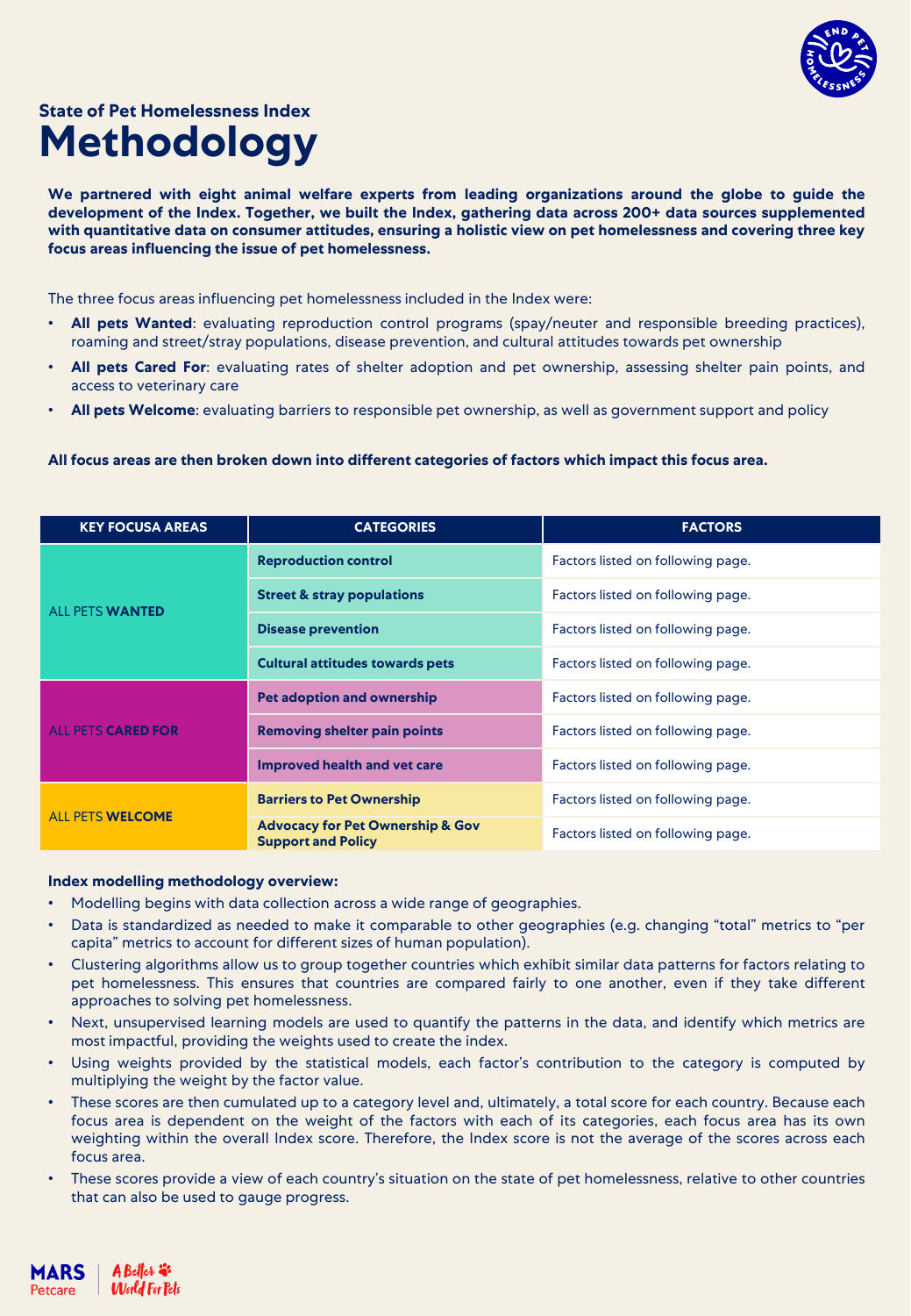### State of Pet Homelessness Index

# Methodology

**We partnered with eight animal welfare experts from leading organizations around the globe to guide the development of the Index. Together, we built the Index, gathering data across 200+ data sources supplemented with quantitative data on consumer attitudes, ensuring a holistic view on pet homelessness and covering three key focus areas influencing the issue of pet homelessness.**

The three focus areas influencing pet homelessness included in the Index were:

- **All pets Wanted**: evaluating reproduction control programs (spay/neuter and responsible breeding practices), roaming and street/stray populations, disease prevention, and cultural attitudes towards pet ownership
- **All pets Cared For**: evaluating rates of shelter adoption and pet ownership, assessing shelter pain points, and access to veterinary care
- **All pets Welcome**: evaluating barriers to responsible pet ownership, as well as government support and policy

**All focus areas are then broken down into different categories of factors which impact this focus area.**

| KEY FOCUSA AREAS | CATEGORIES | FACTORS |
|---|---|---|
| ALL PETS **WANTED** | **Reproduction control** | Factors listed on following page. |
| | **Street & stray populations** | Factors listed on following page. |
| | **Disease prevention** | Factors listed on following page. |
| | **Cultural attitudes towards pets** | Factors listed on following page. |
| ALL PETS **CARED FOR** | **Pet adoption and ownership** | Factors listed on following page. |
| | **Removing shelter pain points** | Factors listed on following page. |
| | **Improved health and vet care** | Factors listed on following page. |
| ALL PETS **WELCOME** | **Barriers to Pet Ownership** | Factors listed on following page. |
| | **Advocacy for Pet Ownership & Gov Support and Policy** | Factors listed on following page. |

**Index modelling methodology overview:**

- Modelling begins with data collection across a wide range of geographies.
- Data is standardized as needed to make it comparable to other geographies (e.g. changing "total" metrics to "per capita" metrics to account for different sizes of human population).
- Clustering algorithms allow us to group together countries which exhibit similar data patterns for factors relating to pet homelessness. This ensures that countries are compared fairly to one another, even if they take different approaches to solving pet homelessness.
- Next, unsupervised learning models are used to quantify the patterns in the data, and identify which metrics are most impactful, providing the weights used to create the index.
- Using weights provided by the statistical models, each factor's contribution to the category is computed by multiplying the weight by the factor value.
- These scores are then cumulated up to a category level and, ultimately, a total score for each country. Because each focus area is dependent on the weight of the factors with each of its categories, each focus area has its own weighting within the overall Index score. Therefore, the Index score is not the average of the scores across each focus area.
- These scores provide a view of each country's situation on the state of pet homelessness, relative to other countries that can also be used to gauge progress.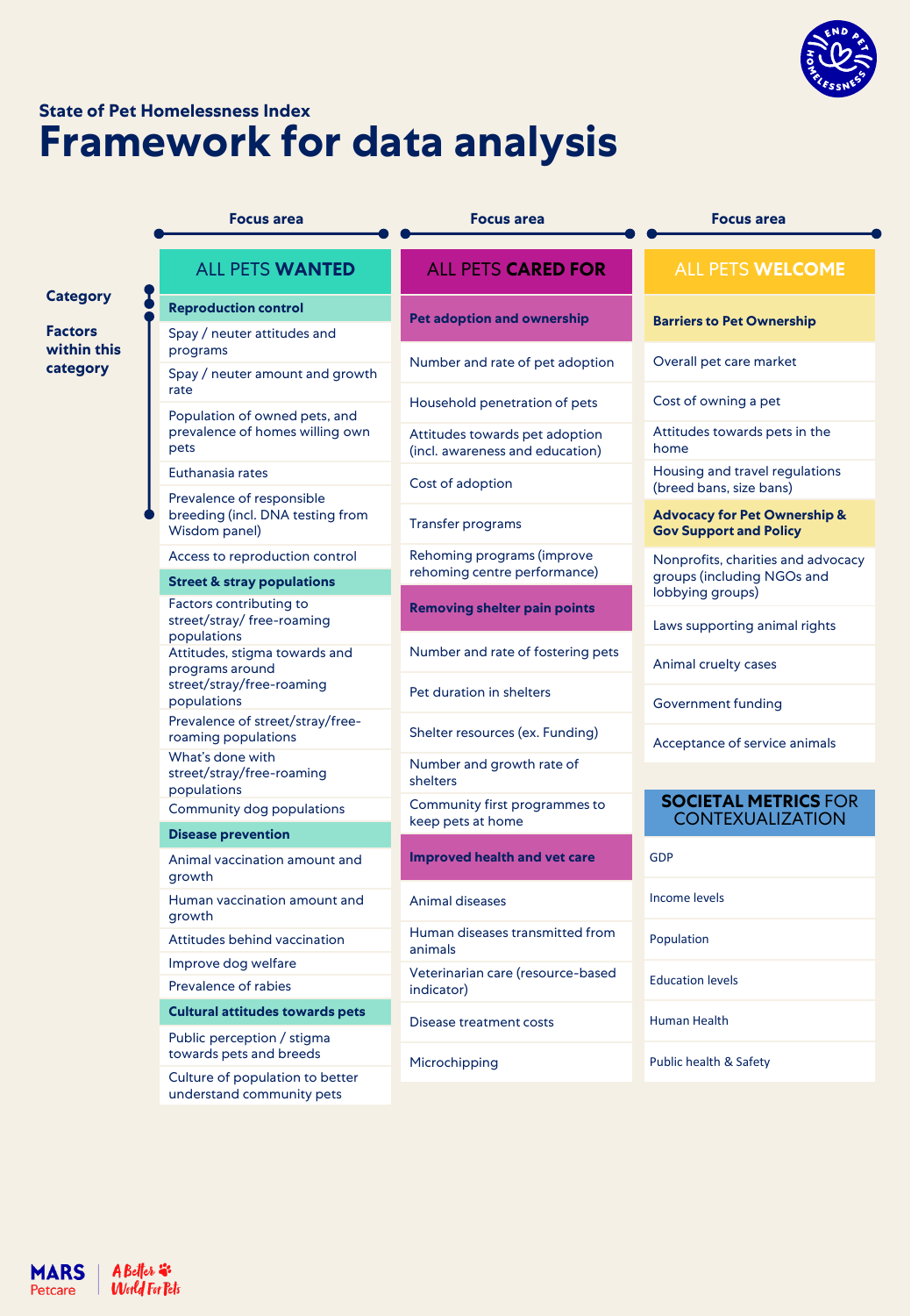## State of Pet Homelessness Index

# Framework for data analysis

Focus area → Category → Factors within this category

## ALL PETS WANTED

**Reproduction control**
- Spay / neuter attitudes and programs
- Spay / neuter amount and growth rate
- Population of owned pets, and prevalence of homes willing own pets
- Euthanasia rates
- Prevalence of responsible breeding (incl. DNA testing from Wisdom panel)
- Access to reproduction control

**Street & stray populations**
- Factors contributing to street/stray/ free-roaming populations
- Attitudes, stigma towards and programs around street/stray/free-roaming populations
- Prevalence of street/stray/free-roaming populations
- What's done with street/stray/free-roaming populations
- Community dog populations

**Disease prevention**
- Animal vaccination amount and growth
- Human vaccination amount and growth
- Attitudes behind vaccination
- Improve dog welfare
- Prevalence of rabies

**Cultural attitudes towards pets**
- Public perception / stigma towards pets and breeds
- Culture of population to better understand community pets

## ALL PETS CARED FOR

**Pet adoption and ownership**
- Number and rate of pet adoption
- Household penetration of pets
- Attitudes towards pet adoption (incl. awareness and education)
- Cost of adoption
- Transfer programs
- Rehoming programs (improve rehoming centre performance)

**Removing shelter pain points**
- Number and rate of fostering pets
- Pet duration in shelters
- Shelter resources (ex. Funding)
- Number and growth rate of shelters
- Community first programmes to keep pets at home

**Improved health and vet care**
- Animal diseases
- Human diseases transmitted from animals
- Veterinarian care (resource-based indicator)
- Disease treatment costs
- Microchipping

## ALL PETS WELCOME

**Barriers to Pet Ownership**
- Overall pet care market
- Cost of owning a pet
- Attitudes towards pets in the home
- Housing and travel regulations (breed bans, size bans)

**Advocacy for Pet Ownership & Gov Support and Policy**
- Nonprofits, charities and advocacy groups (including NGOs and lobbying groups)
- Laws supporting animal rights
- Animal cruelty cases
- Government funding
- Acceptance of service animals

## SOCIETAL METRICS FOR CONTEXUALIZATION

- GDP
- Income levels
- Population
- Education levels
- Human Health
- Public health & Safety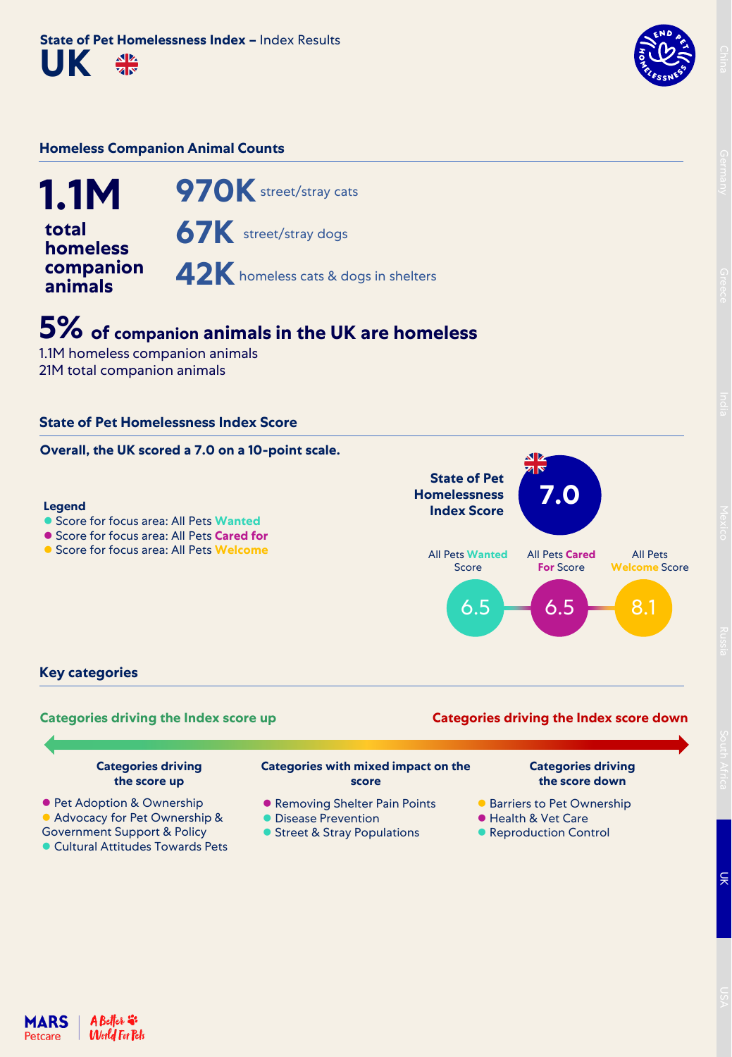State of Pet Homelessness Index – Index Results

# UK

## Homeless Companion Animal Counts

**1.1M** total homeless companion animals

**970K** street/stray cats

**67K** street/stray dogs

**42K** homeless cats & dogs in shelters

**5%** of companion animals in the UK are homeless

1.1M homeless companion animals
21M total companion animals

## State of Pet Homelessness Index Score

**Overall, the UK scored a 7.0 on a 10-point scale.**

**Legend**

- Score for focus area: All Pets Wanted
- Score for focus area: All Pets Cared for
- Score for focus area: All Pets Welcome

**State of Pet Homelessness Index Score: 7.0**

| All Pets Wanted Score | All Pets Cared For Score | All Pets Welcome Score |
|---|---|---|
| 6.5 | 6.5 | 8.1 |

## Key categories

Categories driving the Index score up — Categories driving the Index score down

**Categories driving the score up**

- Pet Adoption & Ownership
- Advocacy for Pet Ownership & Government Support & Policy
- Cultural Attitudes Towards Pets

**Categories with mixed impact on the score**

- Removing Shelter Pain Points
- Disease Prevention
- Street & Stray Populations

**Categories driving the score down**

- Barriers to Pet Ownership
- Health & Vet Care
- Reproduction Control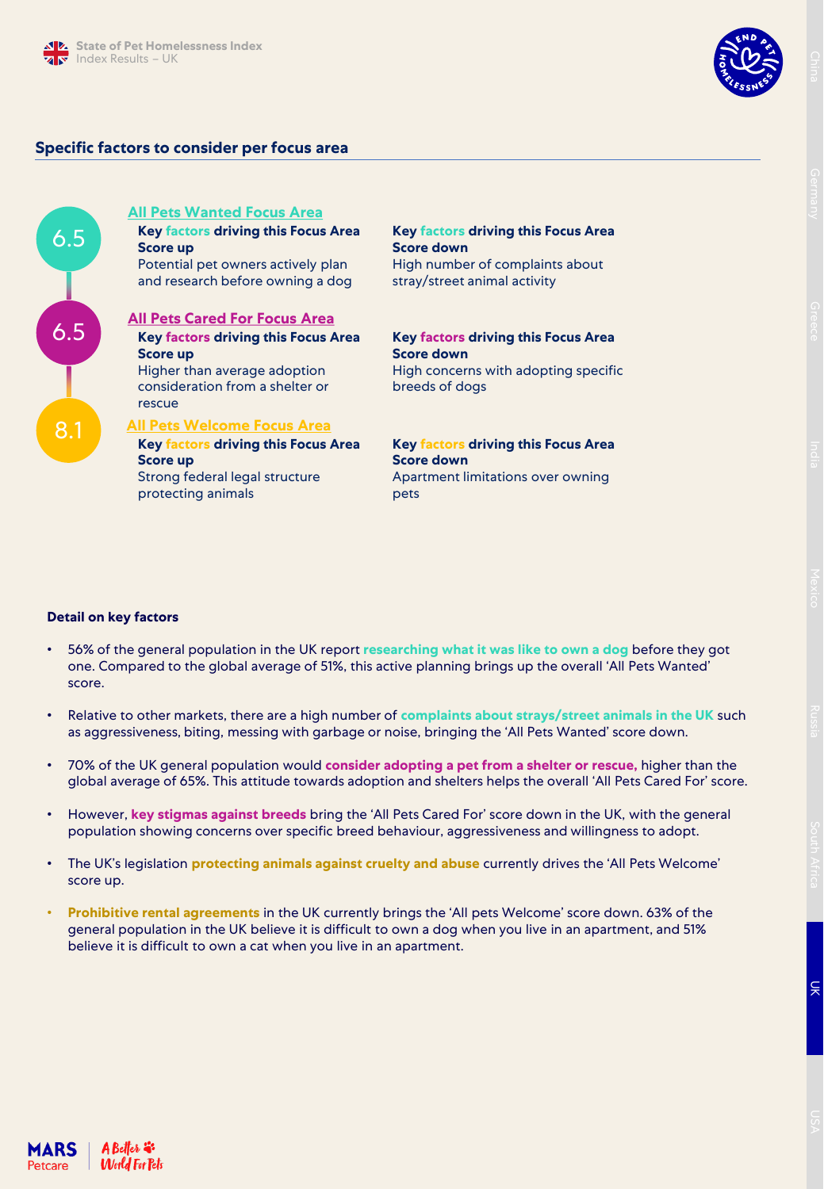## Specific factors to consider per focus area

### 6.5 — All Pets Wanted Focus Area

**Key factors driving this Focus Area Score up**
Potential pet owners actively plan and research before owning a dog

**Key factors driving this Focus Area Score down**
High number of complaints about stray/street animal activity

### 6.5 — All Pets Cared For Focus Area

**Key factors driving this Focus Area Score up**
Higher than average adoption consideration from a shelter or rescue

**Key factors driving this Focus Area Score down**
High concerns with adopting specific breeds of dogs

### 8.1 — All Pets Welcome Focus Area

**Key factors driving this Focus Area Score up**
Strong federal legal structure protecting animals

**Key factors driving this Focus Area Score down**
Apartment limitations over owning pets

**Detail on key factors**

- 56% of the general population in the UK report **researching what it was like to own a dog** before they got one. Compared to the global average of 51%, this active planning brings up the overall 'All Pets Wanted' score.
- Relative to other markets, there are a high number of **complaints about strays/street animals in the UK** such as aggressiveness, biting, messing with garbage or noise, bringing the 'All Pets Wanted' score down.
- 70% of the UK general population would **consider adopting a pet from a shelter or rescue,** higher than the global average of 65%. This attitude towards adoption and shelters helps the overall 'All Pets Cared For' score.
- However, **key stigmas against breeds** bring the 'All Pets Cared For' score down in the UK, with the general population showing concerns over specific breed behaviour, aggressiveness and willingness to adopt.
- The UK's legislation **protecting animals against cruelty and abuse** currently drives the 'All Pets Welcome' score up.
- **Prohibitive rental agreements** in the UK currently brings the 'All pets Welcome' score down. 63% of the general population in the UK believe it is difficult to own a dog when you live in an apartment, and 51% believe it is difficult to own a cat when you live in an apartment.